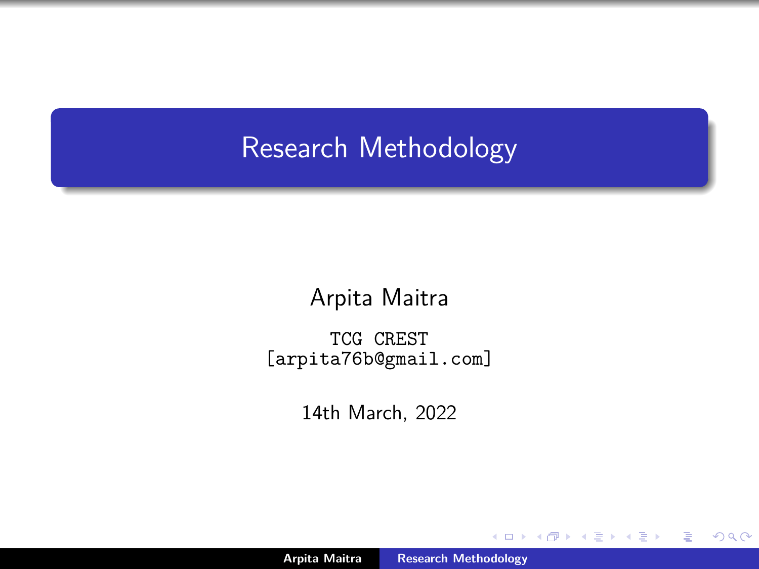# Research Methodology

Arpita Maitra

TCG CREST
[arpita76b@gmail.com]

14th March, 2022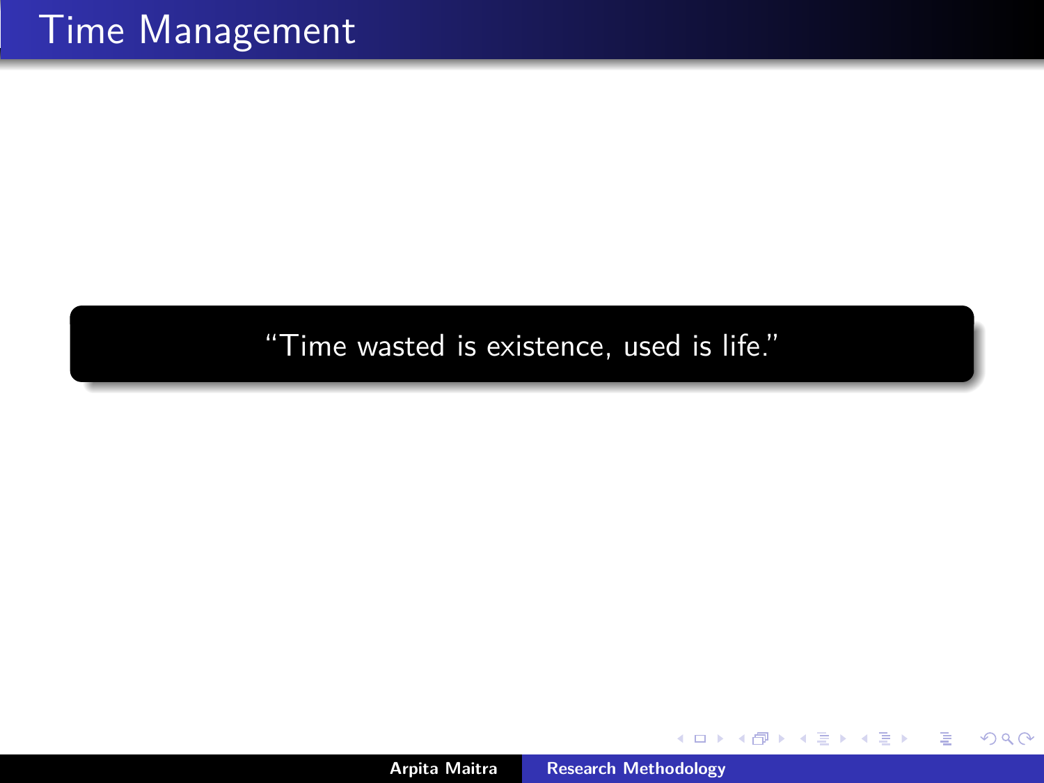# Time Management

"Time wasted is existence, used is life."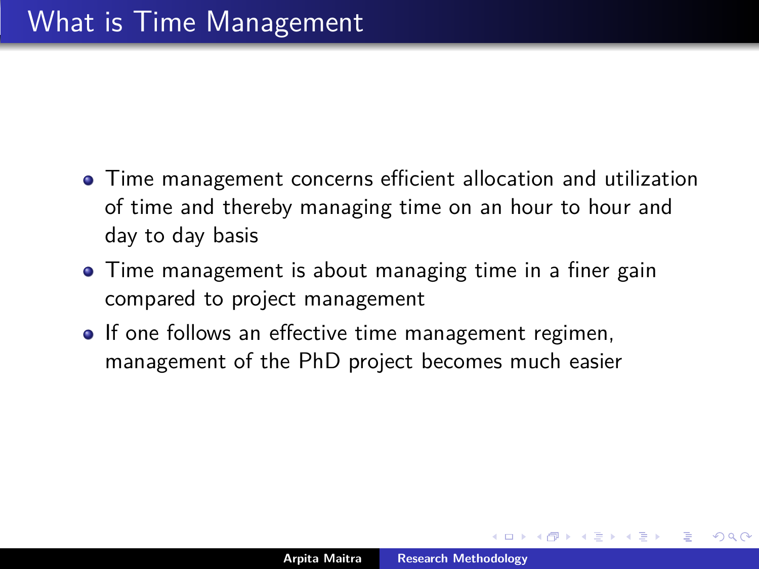# What is Time Management

- Time management concerns efficient allocation and utilization of time and thereby managing time on an hour to hour and day to day basis
- Time management is about managing time in a finer gain compared to project management
- If one follows an effective time management regimen, management of the PhD project becomes much easier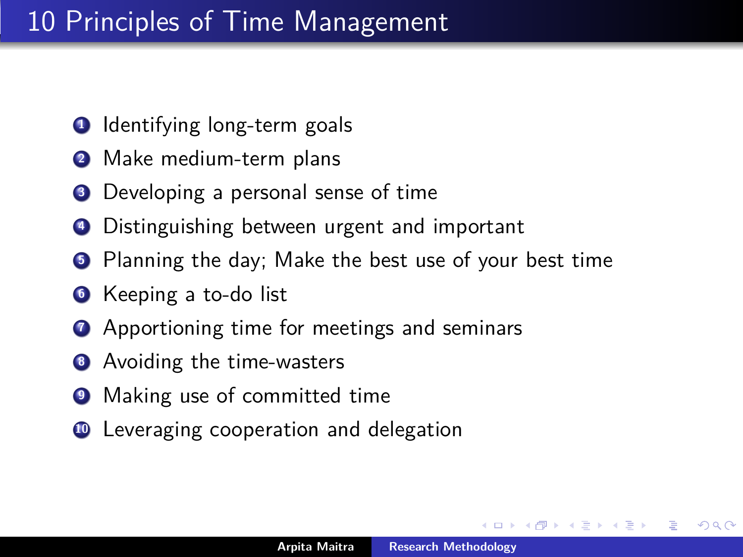# 10 Principles of Time Management

1. Identifying long-term goals
2. Make medium-term plans
3. Developing a personal sense of time
4. Distinguishing between urgent and important
5. Planning the day; Make the best use of your best time
6. Keeping a to-do list
7. Apportioning time for meetings and seminars
8. Avoiding the time-wasters
9. Making use of committed time
10. Leveraging cooperation and delegation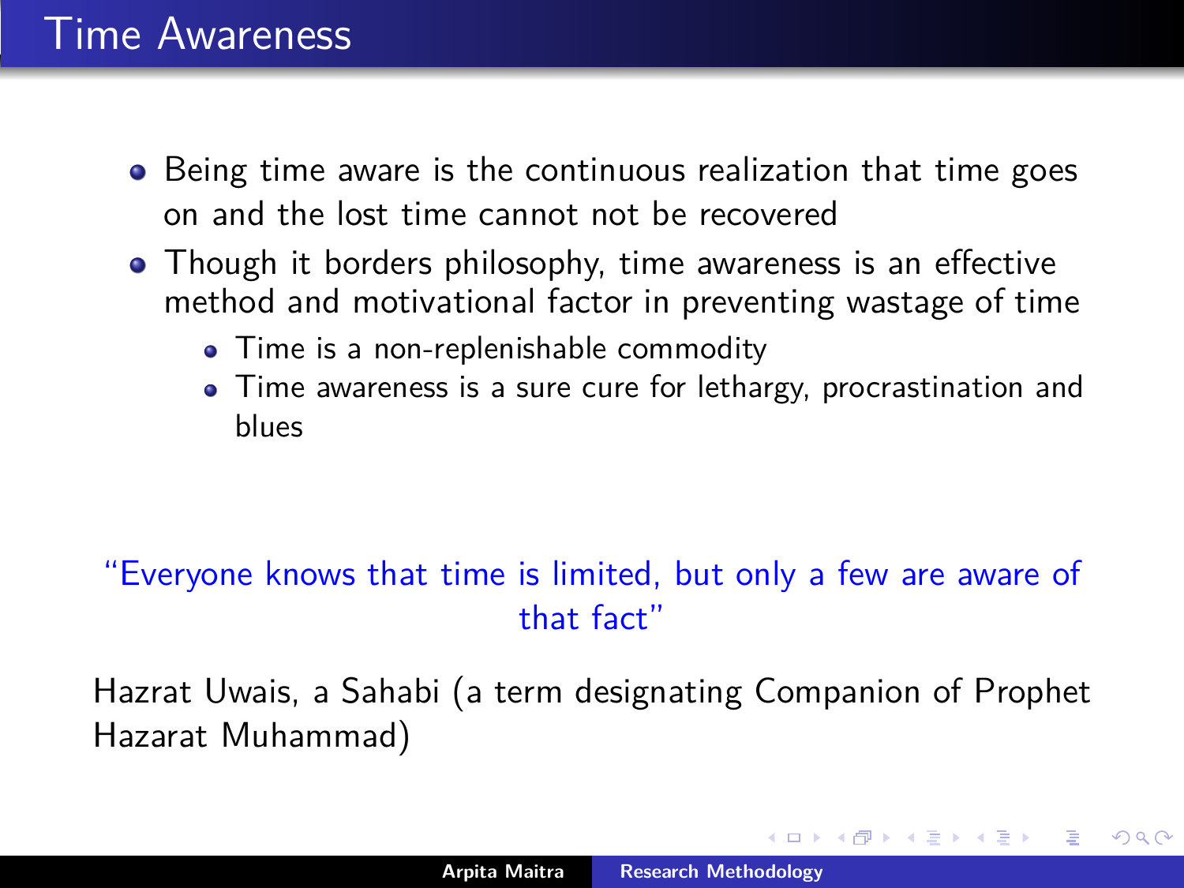# Time Awareness

- Being time aware is the continuous realization that time goes on and the lost time cannot not be recovered
- Though it borders philosophy, time awareness is an effective method and motivational factor in preventing wastage of time
  - Time is a non-replenishable commodity
  - Time awareness is a sure cure for lethargy, procrastination and blues

"Everyone knows that time is limited, but only a few are aware of that fact"

Hazrat Uwais, a Sahabi (a term designating Companion of Prophet Hazarat Muhammad)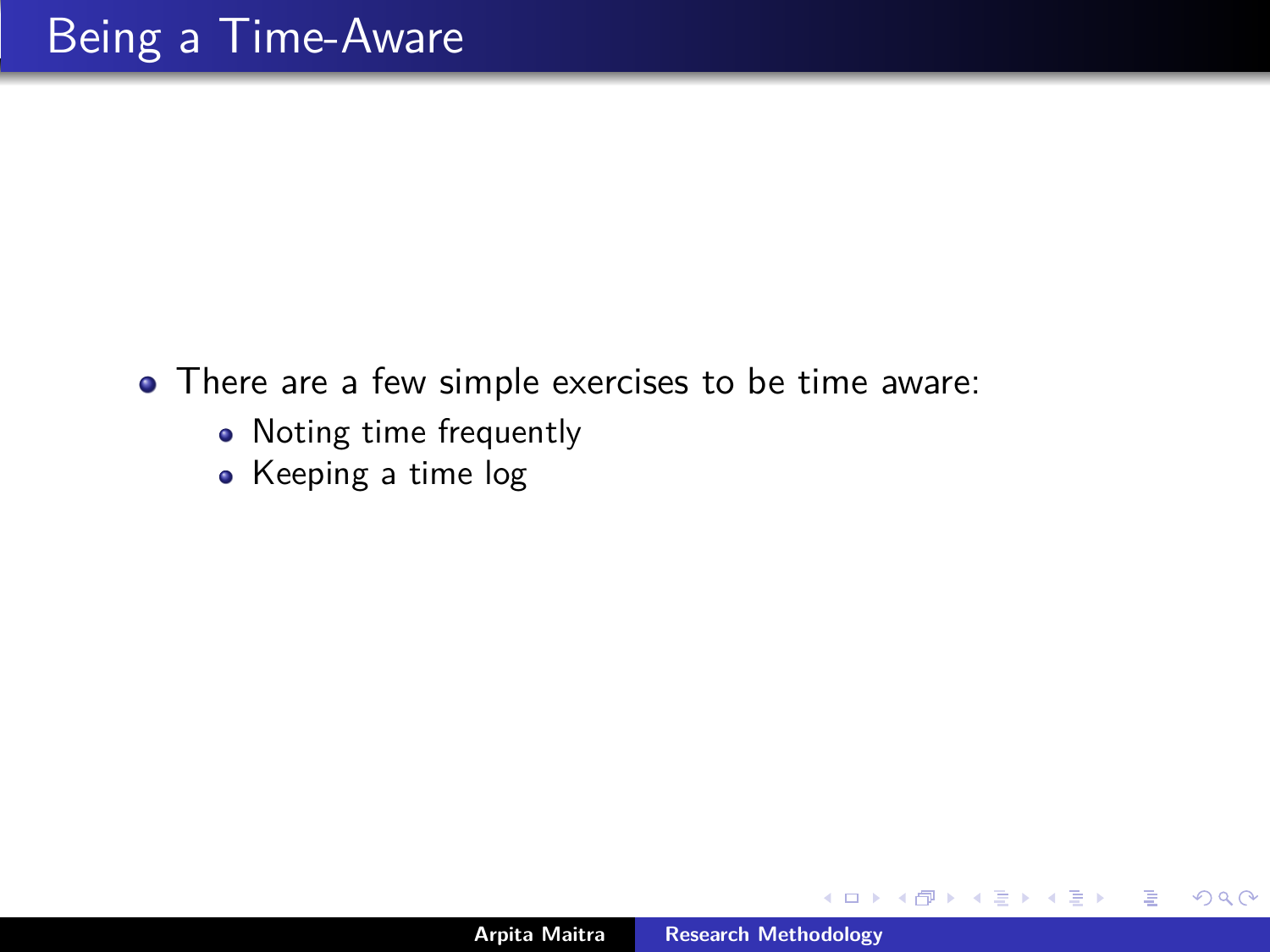# Being a Time-Aware

- There are a few simple exercises to be time aware:
  - Noting time frequently
  - Keeping a time log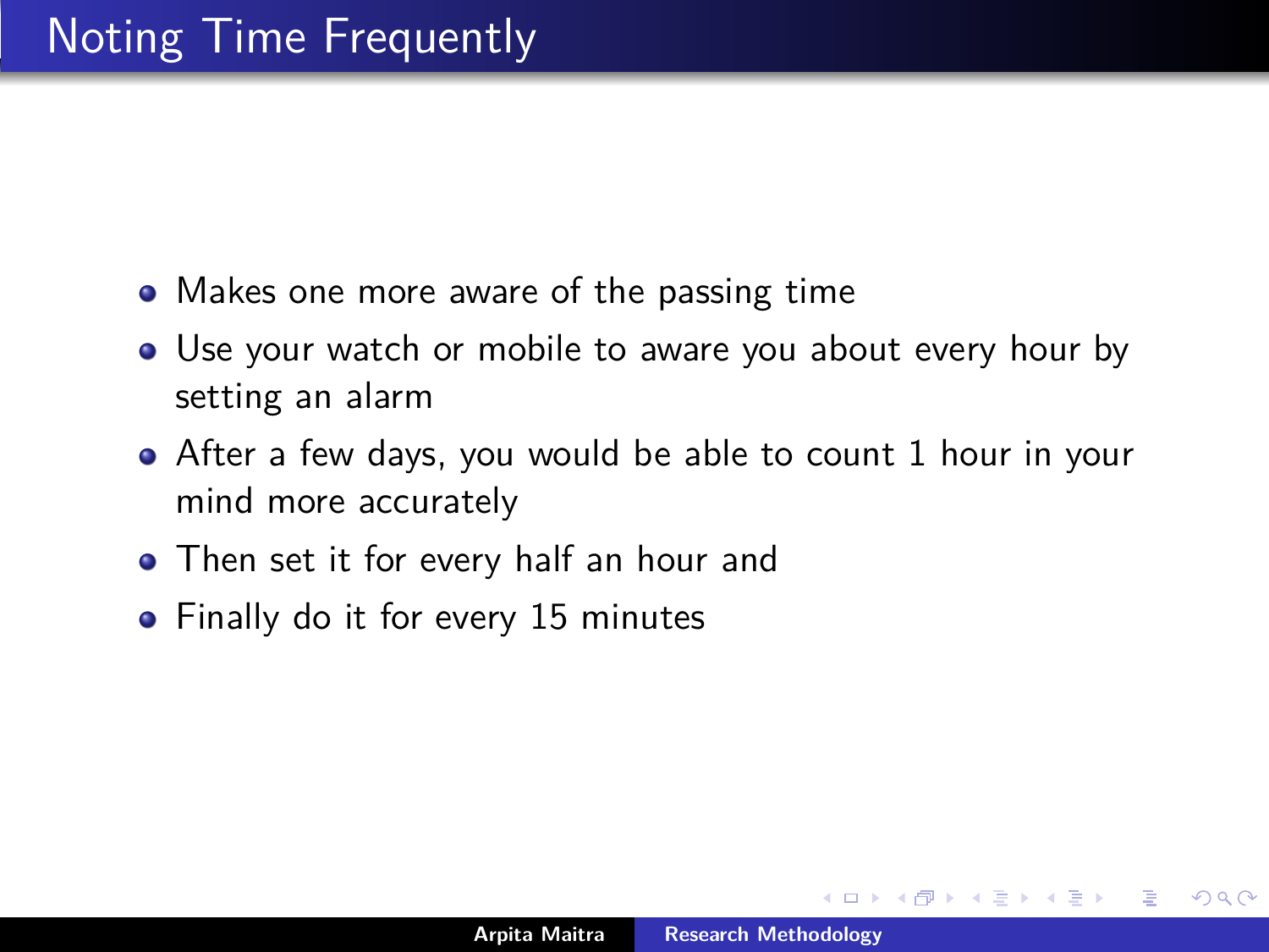# Noting Time Frequently

- Makes one more aware of the passing time
- Use your watch or mobile to aware you about every hour by setting an alarm
- After a few days, you would be able to count 1 hour in your mind more accurately
- Then set it for every half an hour and
- Finally do it for every 15 minutes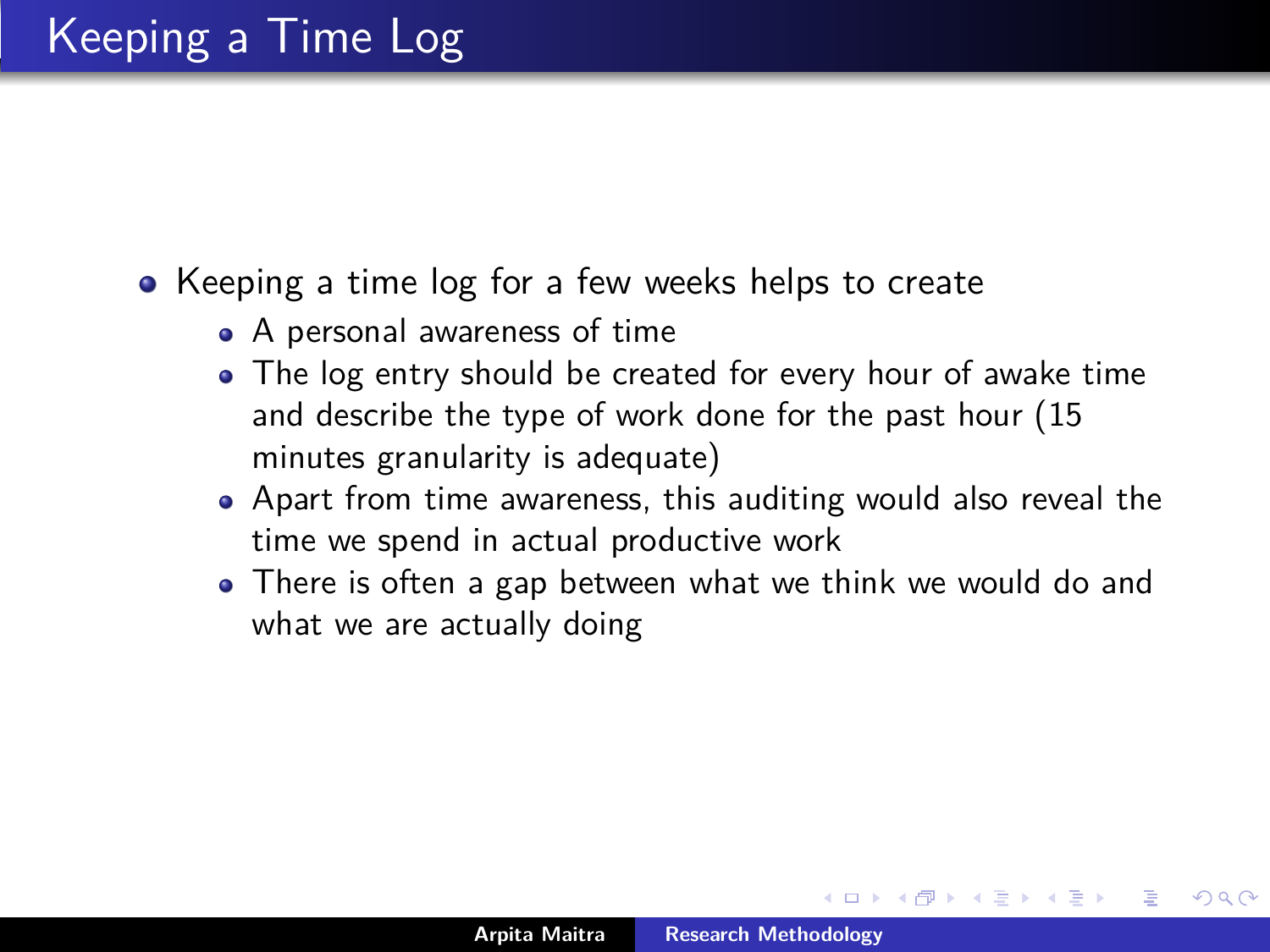# Keeping a Time Log

- Keeping a time log for a few weeks helps to create
  - A personal awareness of time
  - The log entry should be created for every hour of awake time and describe the type of work done for the past hour (15 minutes granularity is adequate)
  - Apart from time awareness, this auditing would also reveal the time we spend in actual productive work
  - There is often a gap between what we think we would do and what we are actually doing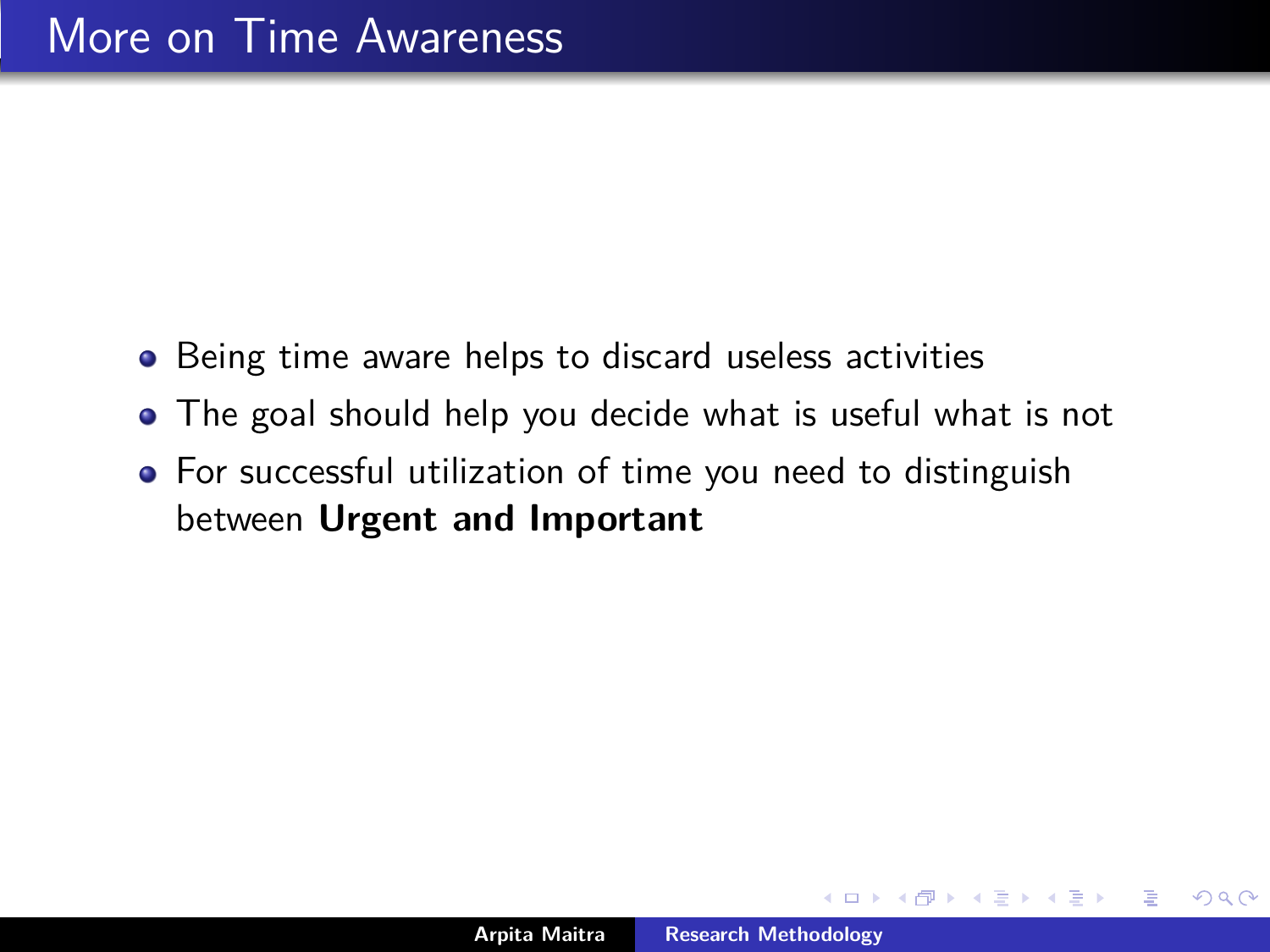# More on Time Awareness

- Being time aware helps to discard useless activities
- The goal should help you decide what is useful what is not
- For successful utilization of time you need to distinguish between **Urgent and Important**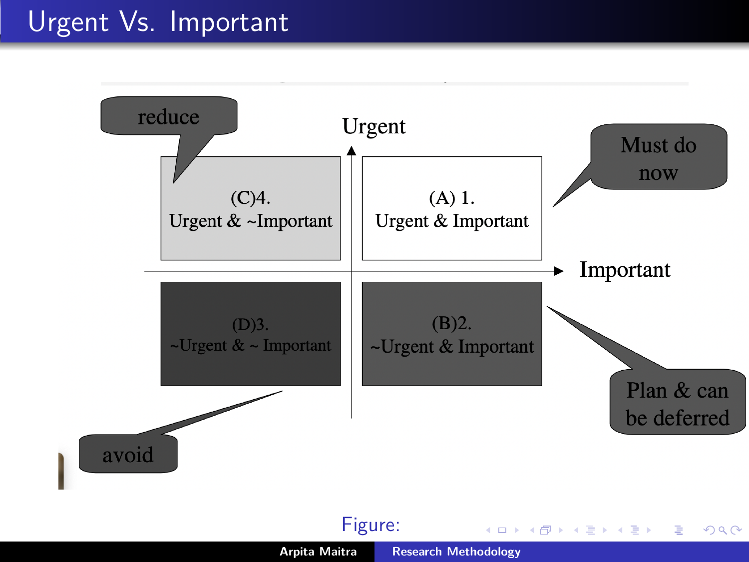# Urgent Vs. Important

Urgent

Important

| (C)4. Urgent & ~Important | (A) 1. Urgent & Important |
| --- | --- |
| (D)3. ~Urgent & ~ Important | (B)2. ~Urgent & Important |

- (A) 1. Urgent & Important: Must do now
- (B)2. ~Urgent & Important: Plan & can be deferred
- (C)4. Urgent & ~Important: reduce
- (D)3. ~Urgent & ~ Important: avoid

Figure: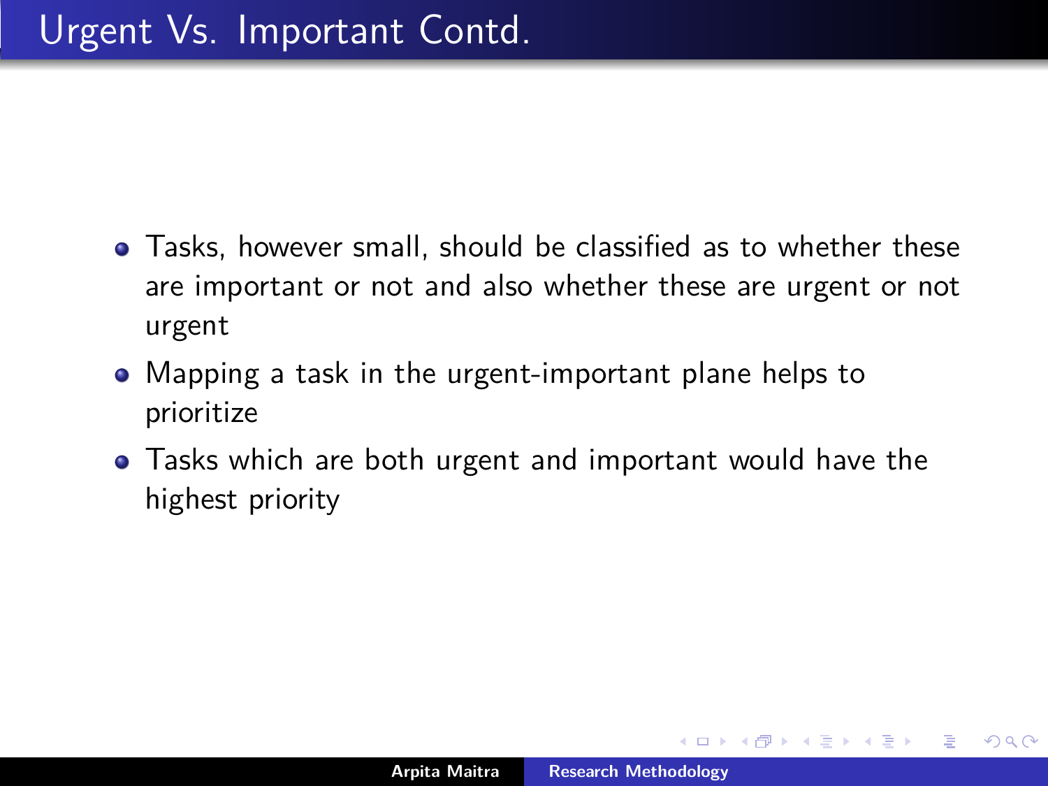# Urgent Vs. Important Contd.

- Tasks, however small, should be classified as to whether these are important or not and also whether these are urgent or not urgent
- Mapping a task in the urgent-important plane helps to prioritize
- Tasks which are both urgent and important would have the highest priority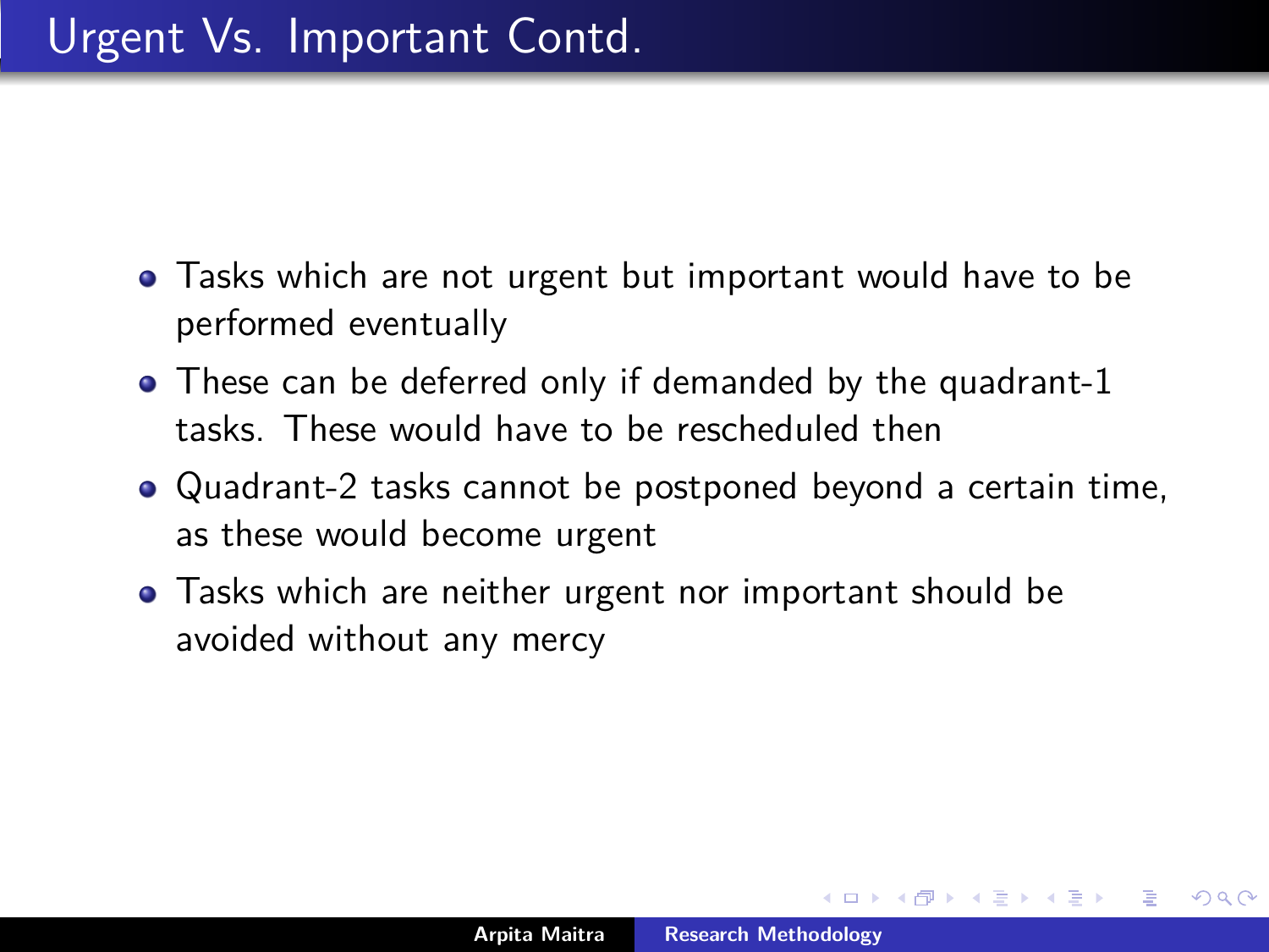# Urgent Vs. Important Contd.

- Tasks which are not urgent but important would have to be performed eventually
- These can be deferred only if demanded by the quadrant-1 tasks. These would have to be rescheduled then
- Quadrant-2 tasks cannot be postponed beyond a certain time, as these would become urgent
- Tasks which are neither urgent nor important should be avoided without any mercy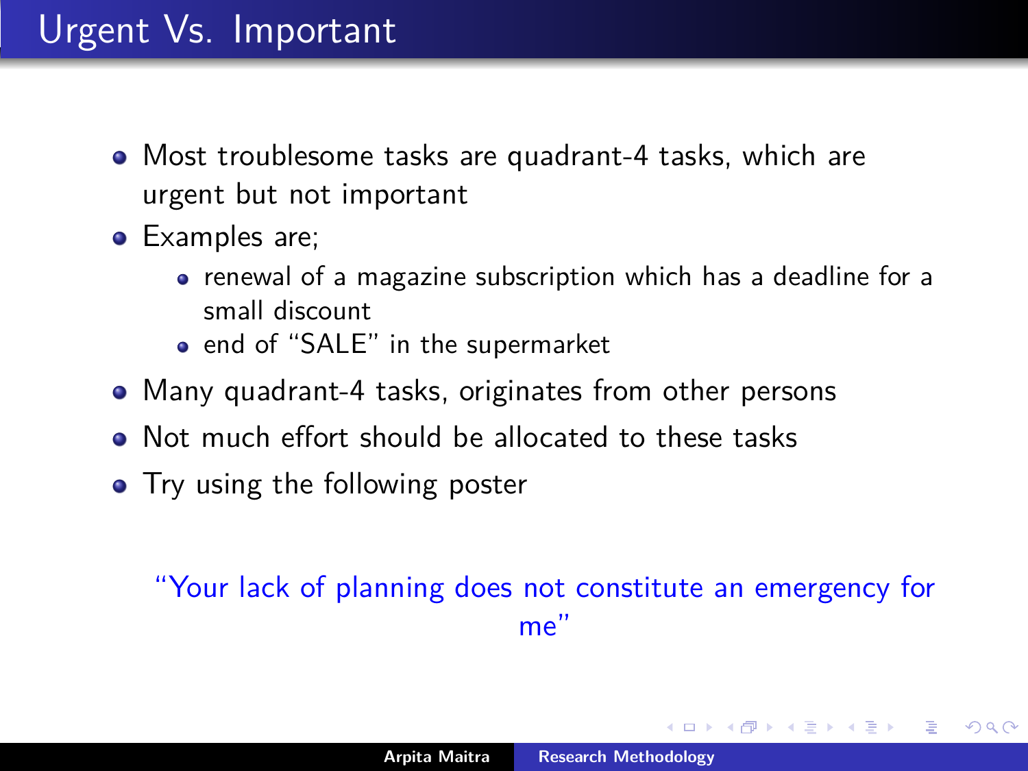# Urgent Vs. Important

- Most troublesome tasks are quadrant-4 tasks, which are urgent but not important
- Examples are;
  - renewal of a magazine subscription which has a deadline for a small discount
  - end of "SALE" in the supermarket
- Many quadrant-4 tasks, originates from other persons
- Not much effort should be allocated to these tasks
- Try using the following poster

"Your lack of planning does not constitute an emergency for me"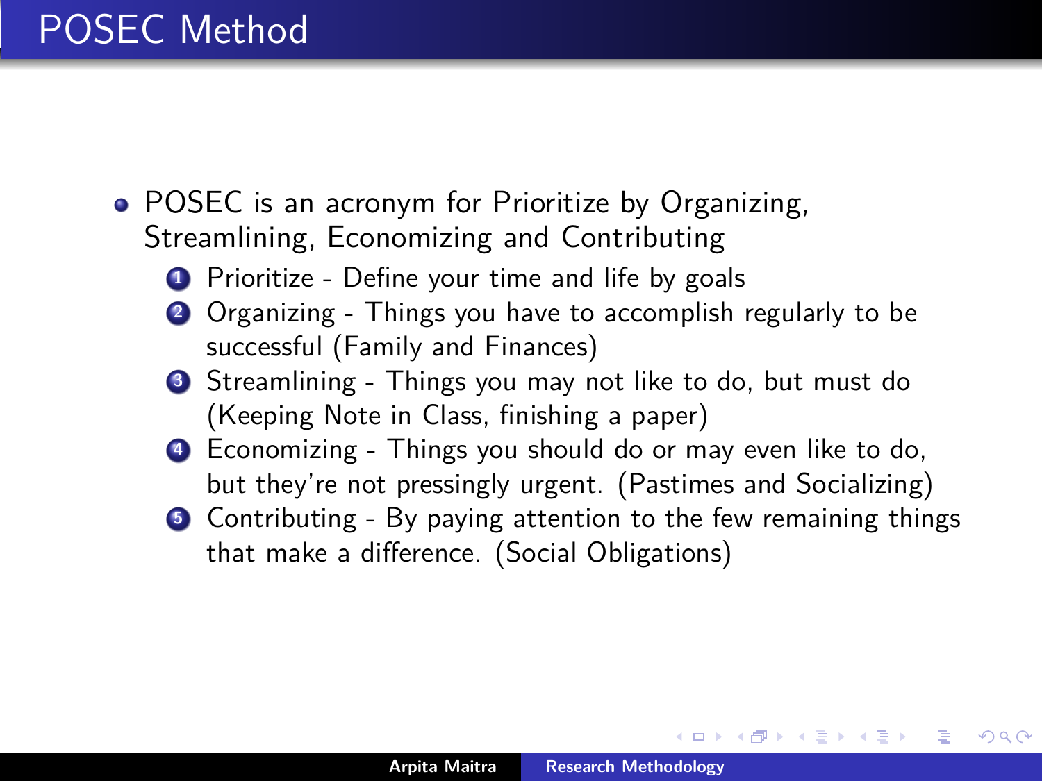# POSEC Method

- POSEC is an acronym for Prioritize by Organizing, Streamlining, Economizing and Contributing
  1. Prioritize - Define your time and life by goals
  2. Organizing - Things you have to accomplish regularly to be successful (Family and Finances)
  3. Streamlining - Things you may not like to do, but must do (Keeping Note in Class, finishing a paper)
  4. Economizing - Things you should do or may even like to do, but they're not pressingly urgent. (Pastimes and Socializing)
  5. Contributing - By paying attention to the few remaining things that make a difference. (Social Obligations)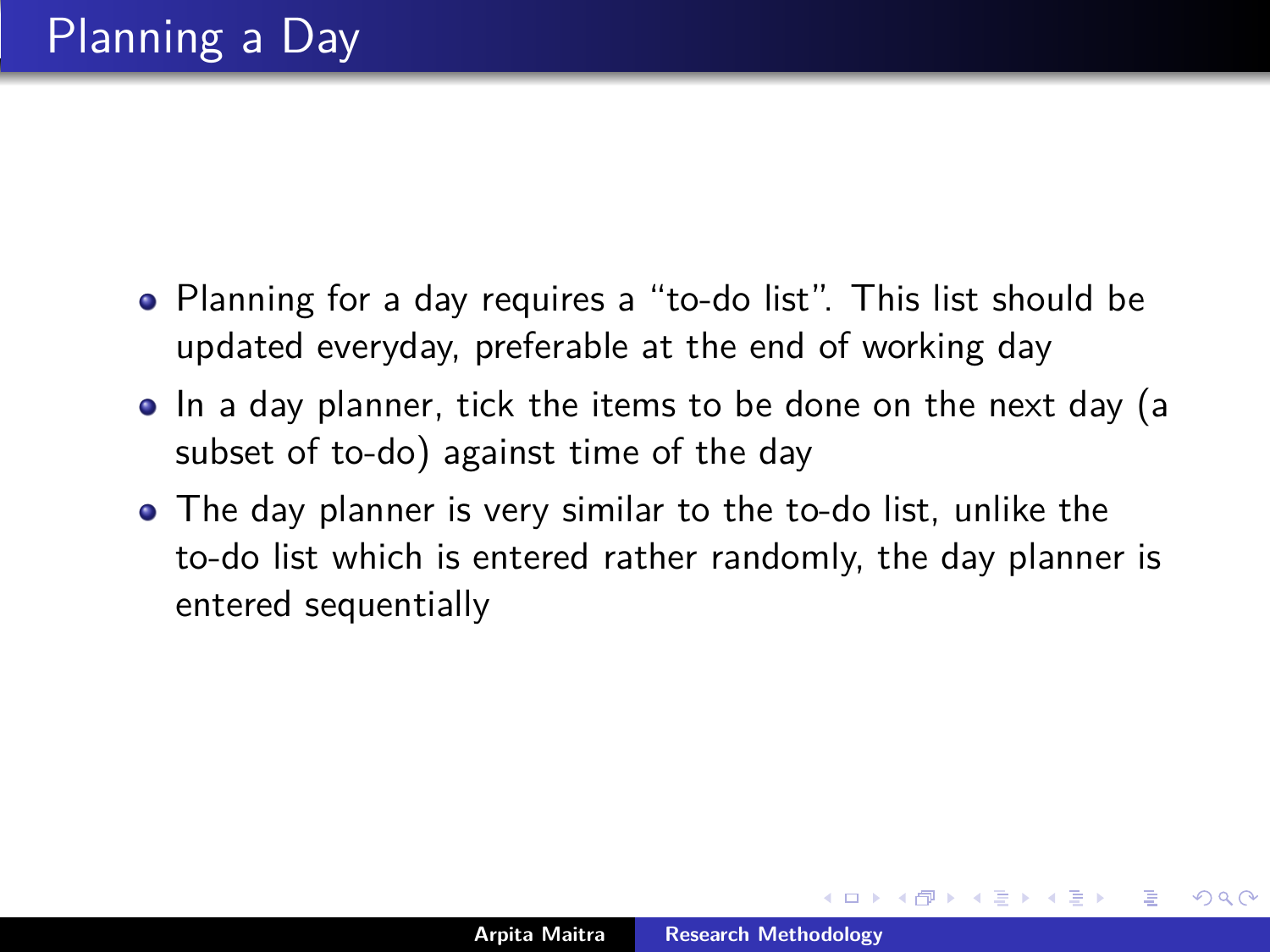# Planning a Day

- Planning for a day requires a “to-do list”. This list should be updated everyday, preferable at the end of working day
- In a day planner, tick the items to be done on the next day (a subset of to-do) against time of the day
- The day planner is very similar to the to-do list, unlike the to-do list which is entered rather randomly, the day planner is entered sequentially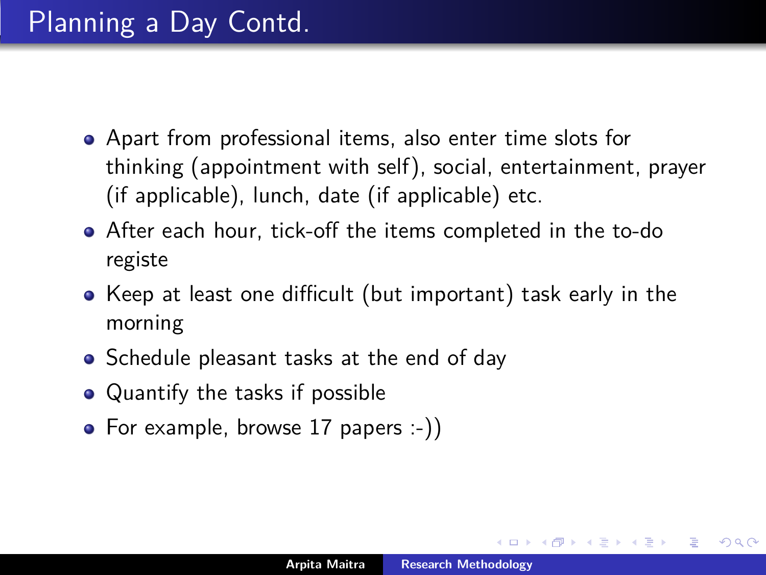# Planning a Day Contd.

- Apart from professional items, also enter time slots for thinking (appointment with self), social, entertainment, prayer (if applicable), lunch, date (if applicable) etc.
- After each hour, tick-off the items completed in the to-do registe
- Keep at least one difficult (but important) task early in the morning
- Schedule pleasant tasks at the end of day
- Quantify the tasks if possible
- For example, browse 17 papers :-))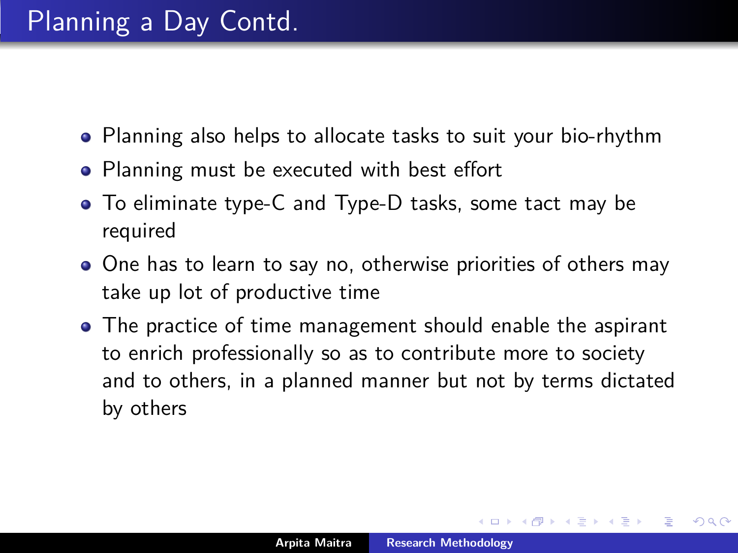# Planning a Day Contd.

- Planning also helps to allocate tasks to suit your bio-rhythm
- Planning must be executed with best effort
- To eliminate type-C and Type-D tasks, some tact may be required
- One has to learn to say no, otherwise priorities of others may take up lot of productive time
- The practice of time management should enable the aspirant to enrich professionally so as to contribute more to society and to others, in a planned manner but not by terms dictated by others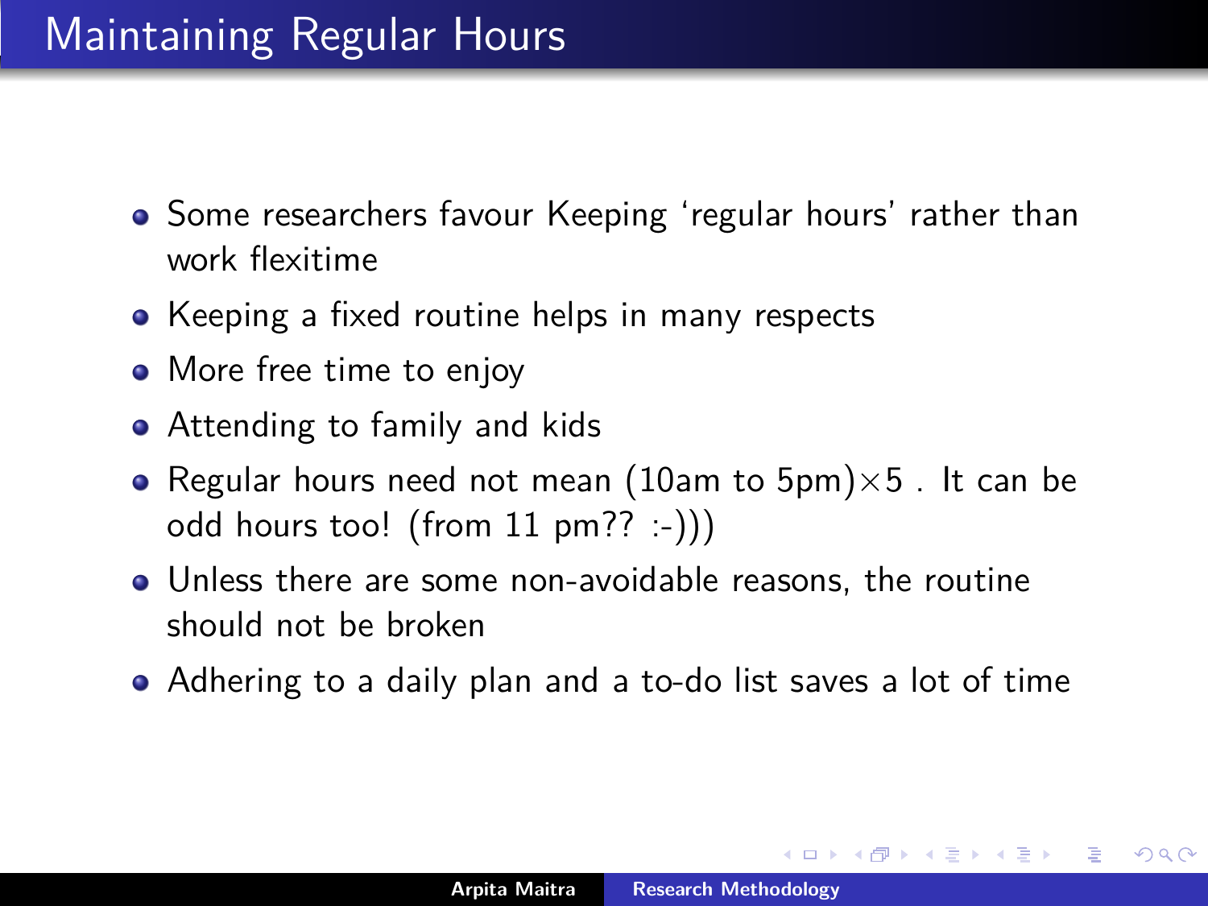# Maintaining Regular Hours

- Some researchers favour Keeping 'regular hours' rather than work flexitime
- Keeping a fixed routine helps in many respects
- More free time to enjoy
- Attending to family and kids
- Regular hours need not mean (10am to 5pm)$\times$5 . It can be odd hours too! (from 11 pm?? :-)))
- Unless there are some non-avoidable reasons, the routine should not be broken
- Adhering to a daily plan and a to-do list saves a lot of time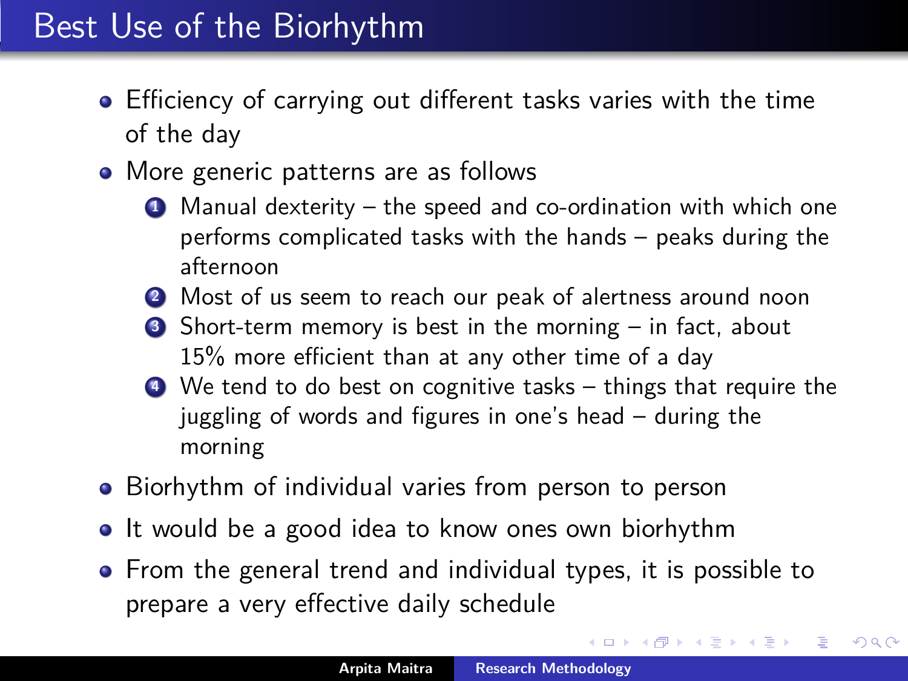# Best Use of the Biorhythm

- Efficiency of carrying out different tasks varies with the time of the day
- More generic patterns are as follows
  1. Manual dexterity – the speed and co-ordination with which one performs complicated tasks with the hands – peaks during the afternoon
  2. Most of us seem to reach our peak of alertness around noon
  3. Short-term memory is best in the morning – in fact, about 15% more efficient than at any other time of a day
  4. We tend to do best on cognitive tasks – things that require the juggling of words and figures in one's head – during the morning
- Biorhythm of individual varies from person to person
- It would be a good idea to know ones own biorhythm
- From the general trend and individual types, it is possible to prepare a very effective daily schedule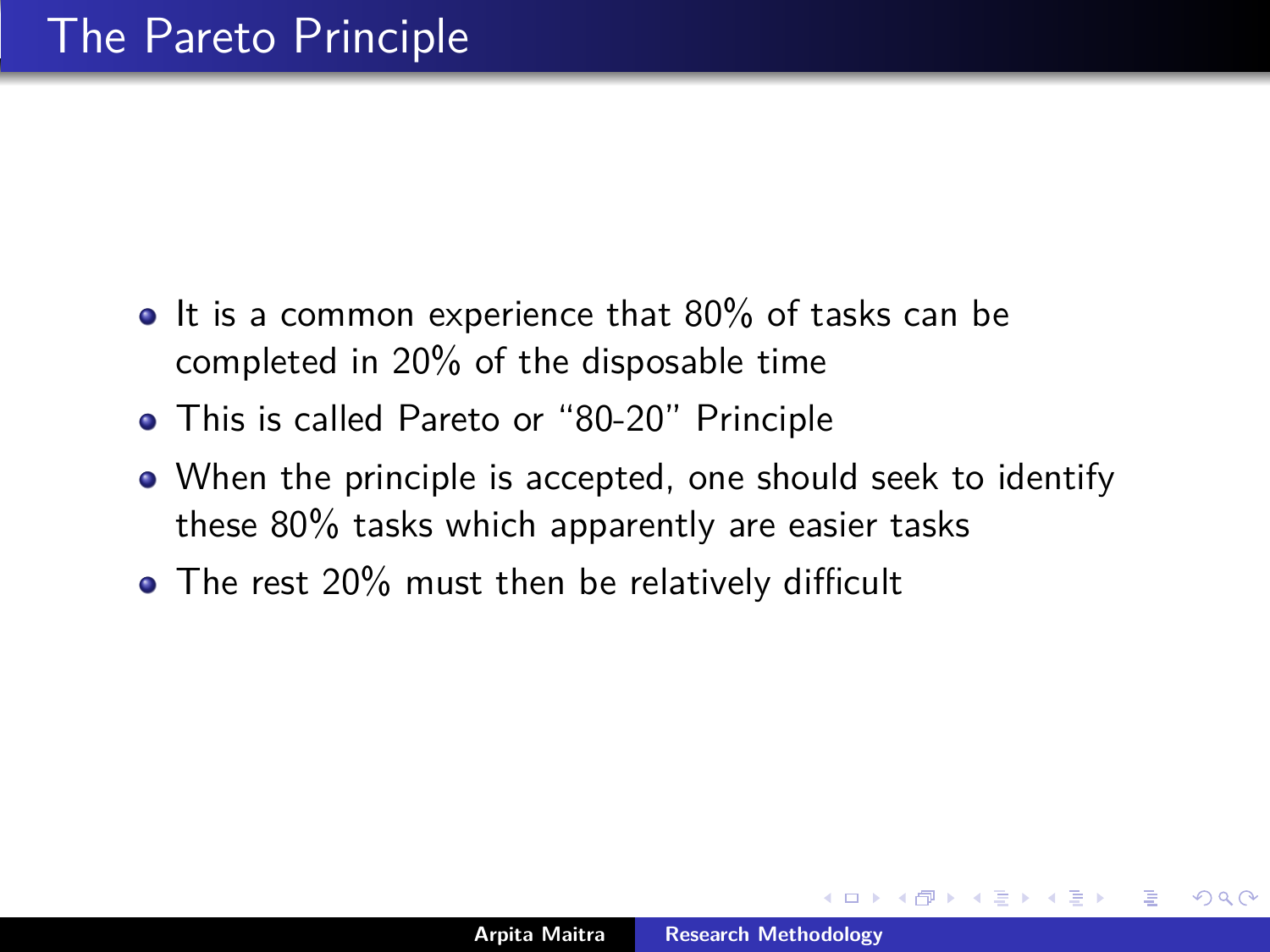# The Pareto Principle

- It is a common experience that 80% of tasks can be completed in 20% of the disposable time
- This is called Pareto or "80-20" Principle
- When the principle is accepted, one should seek to identify these 80% tasks which apparently are easier tasks
- The rest 20% must then be relatively difficult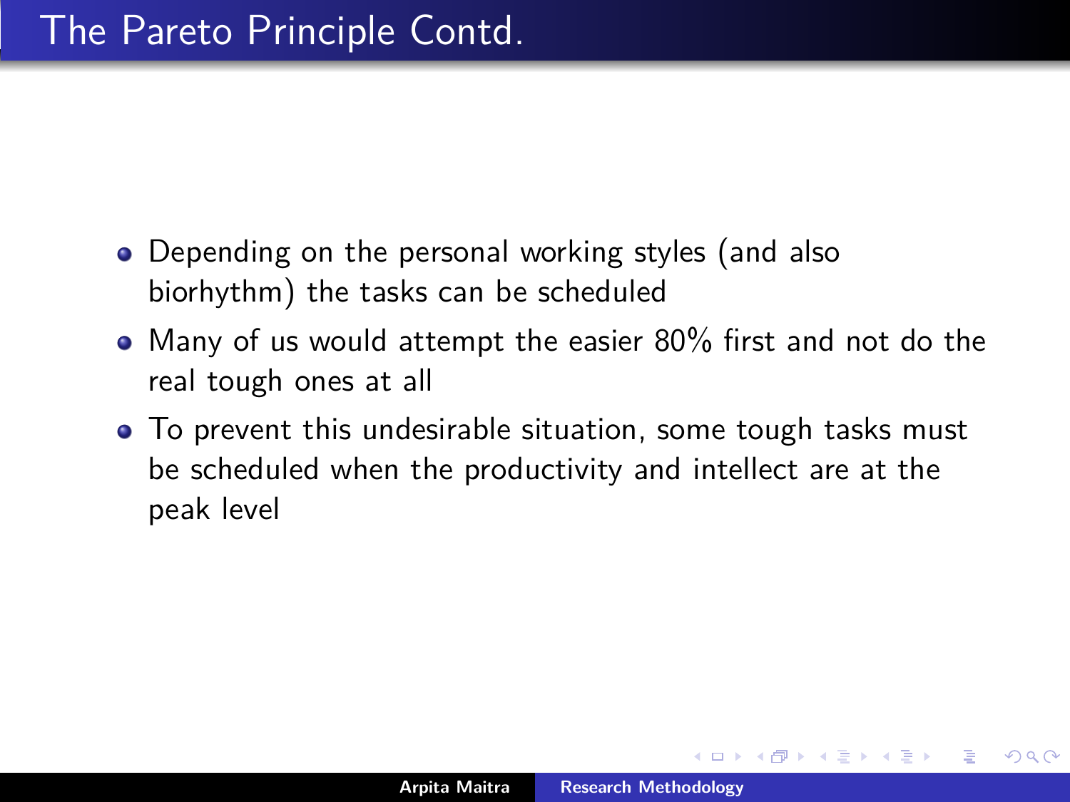# The Pareto Principle Contd.

- Depending on the personal working styles (and also biorhythm) the tasks can be scheduled
- Many of us would attempt the easier 80% first and not do the real tough ones at all
- To prevent this undesirable situation, some tough tasks must be scheduled when the productivity and intellect are at the peak level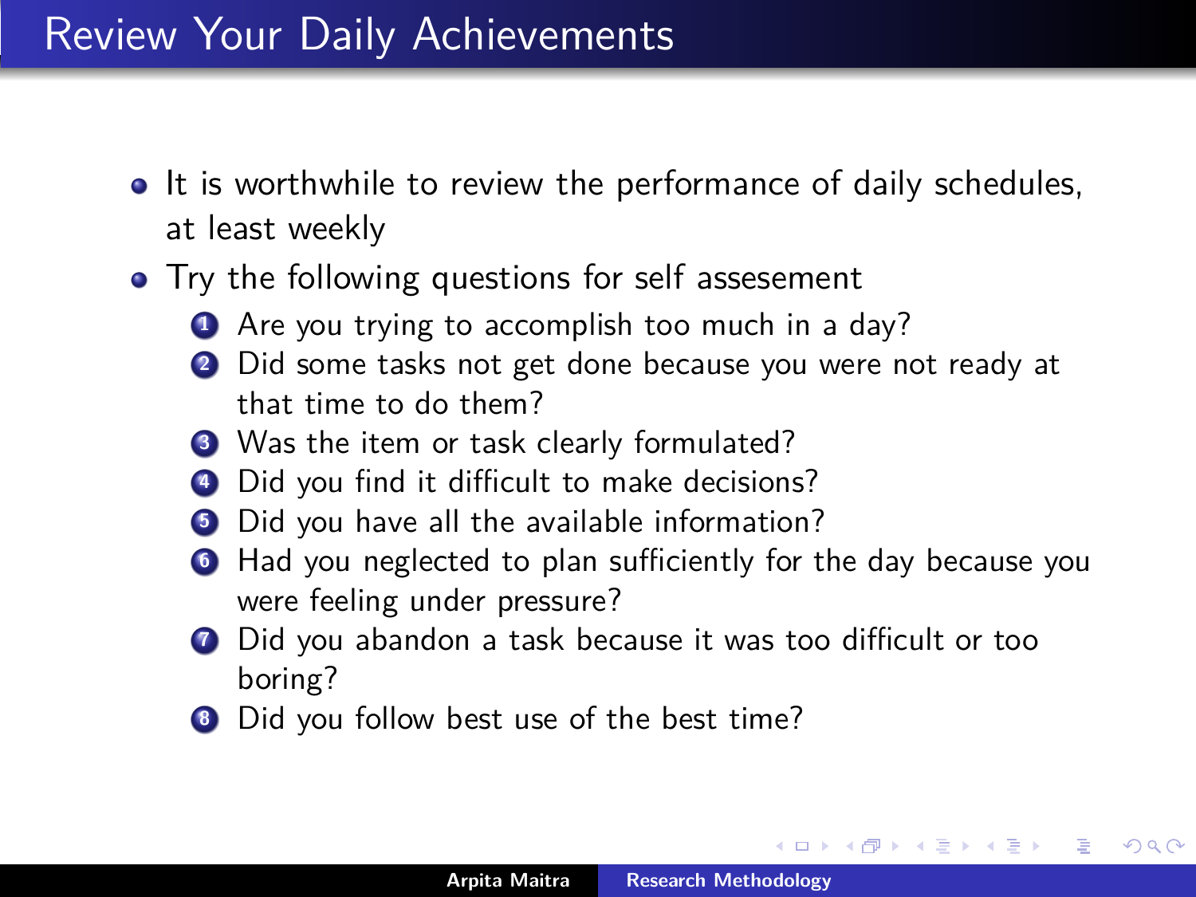# Review Your Daily Achievements

- It is worthwhile to review the performance of daily schedules, at least weekly
- Try the following questions for self assesement
    1. Are you trying to accomplish too much in a day?
    2. Did some tasks not get done because you were not ready at that time to do them?
    3. Was the item or task clearly formulated?
    4. Did you find it difficult to make decisions?
    5. Did you have all the available information?
    6. Had you neglected to plan sufficiently for the day because you were feeling under pressure?
    7. Did you abandon a task because it was too difficult or too boring?
    8. Did you follow best use of the best time?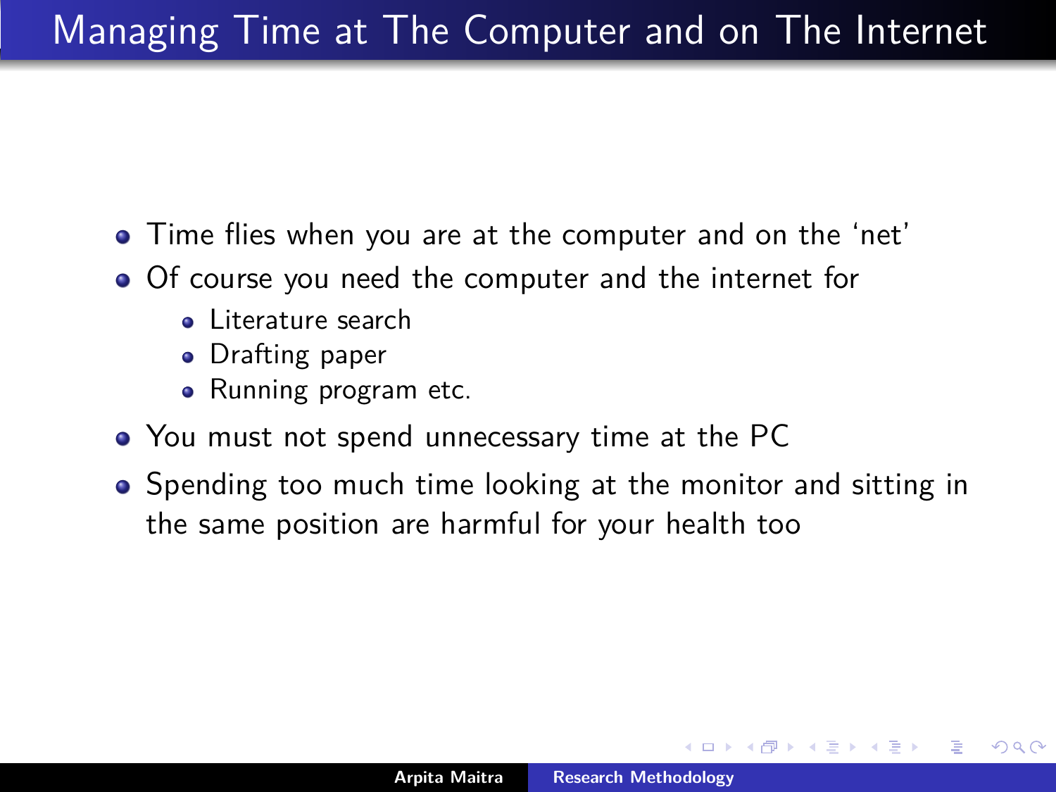# Managing Time at The Computer and on The Internet

- Time flies when you are at the computer and on the 'net'
- Of course you need the computer and the internet for
  - Literature search
  - Drafting paper
  - Running program etc.
- You must not spend unnecessary time at the PC
- Spending too much time looking at the monitor and sitting in the same position are harmful for your health too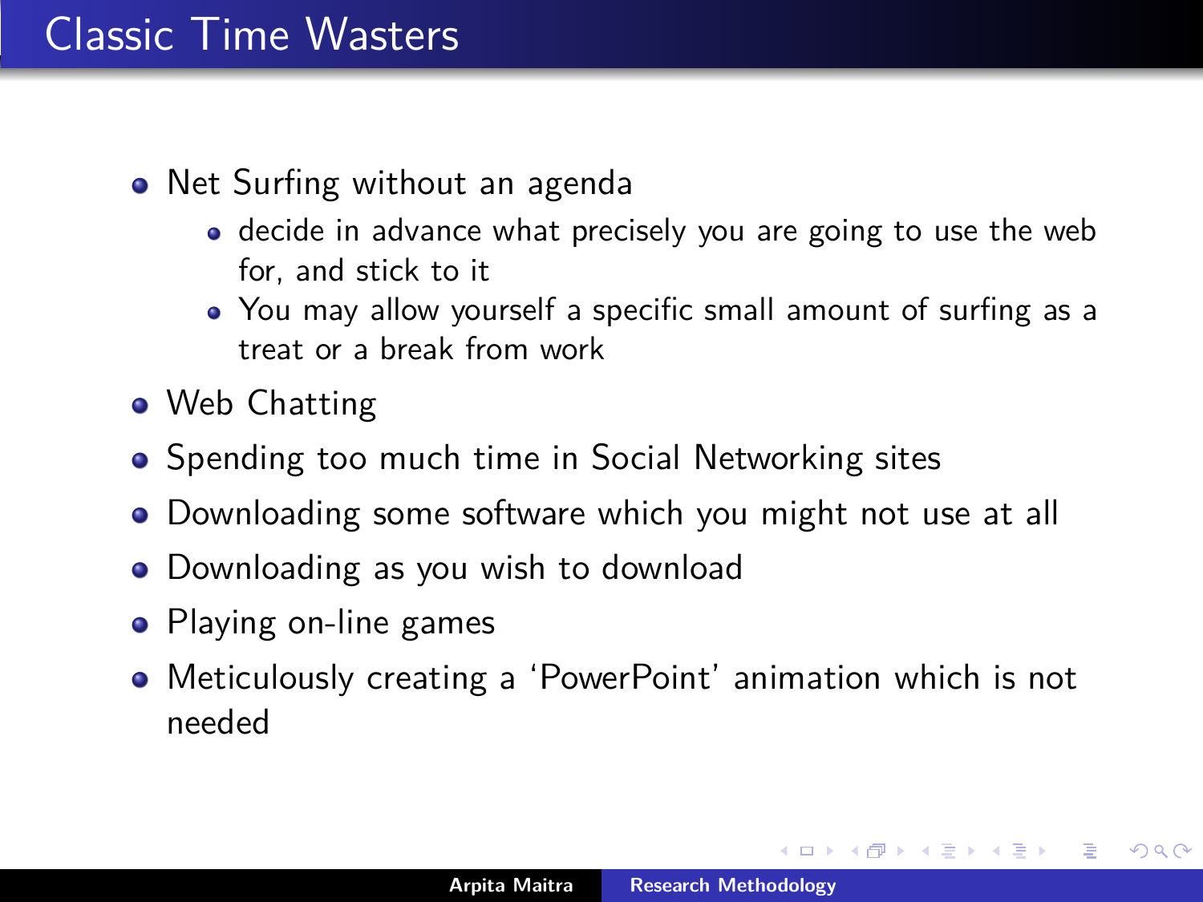# Classic Time Wasters

- Net Surfing without an agenda
  - decide in advance what precisely you are going to use the web for, and stick to it
  - You may allow yourself a specific small amount of surfing as a treat or a break from work
- Web Chatting
- Spending too much time in Social Networking sites
- Downloading some software which you might not use at all
- Downloading as you wish to download
- Playing on-line games
- Meticulously creating a 'PowerPoint' animation which is not needed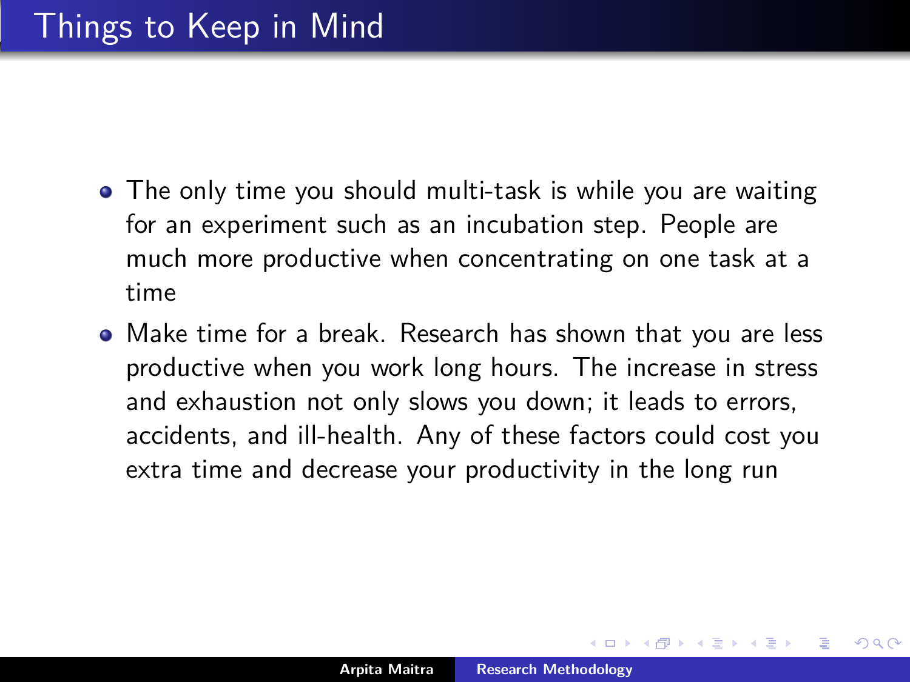# Things to Keep in Mind

- The only time you should multi-task is while you are waiting for an experiment such as an incubation step. People are much more productive when concentrating on one task at a time
- Make time for a break. Research has shown that you are less productive when you work long hours. The increase in stress and exhaustion not only slows you down; it leads to errors, accidents, and ill-health. Any of these factors could cost you extra time and decrease your productivity in the long run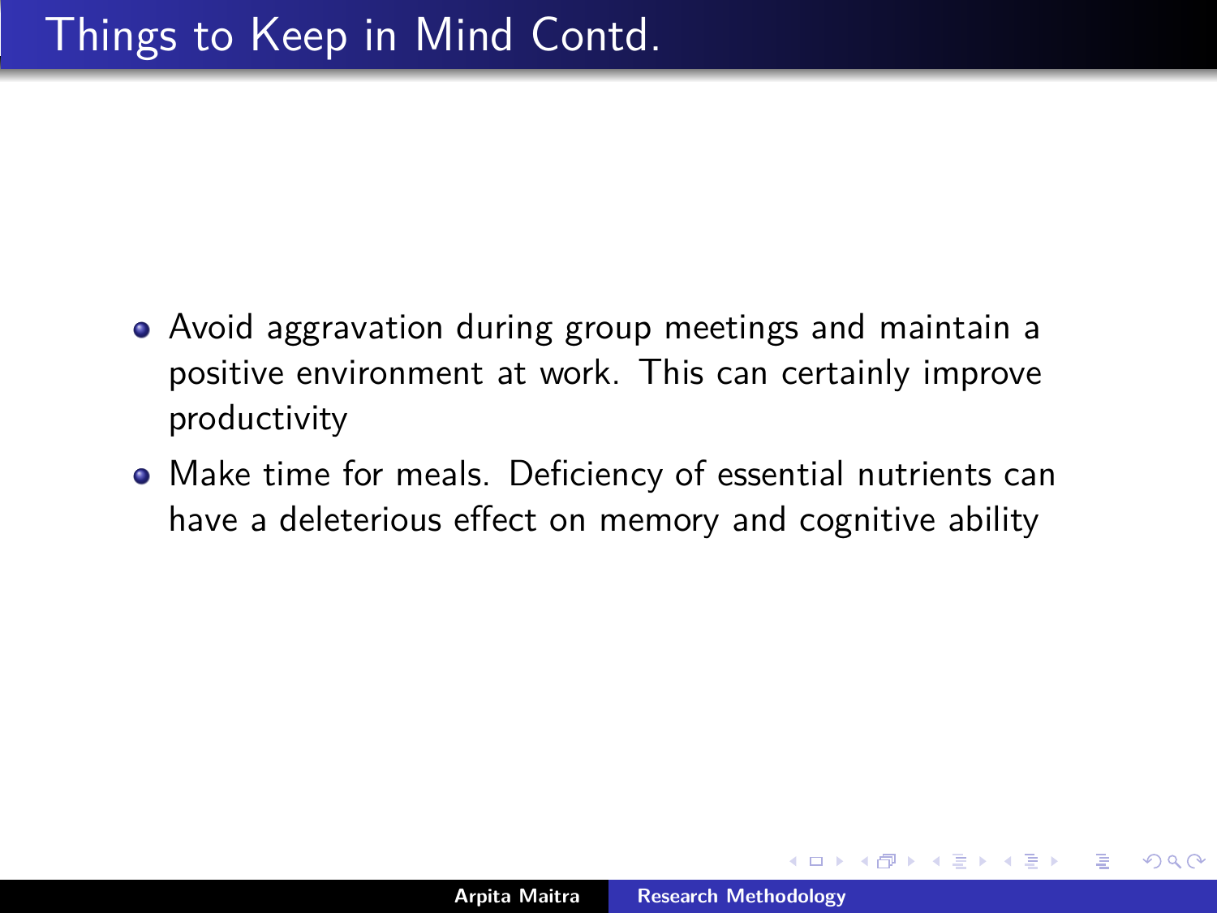# Things to Keep in Mind Contd.

- Avoid aggravation during group meetings and maintain a positive environment at work. This can certainly improve productivity
- Make time for meals. Deficiency of essential nutrients can have a deleterious effect on memory and cognitive ability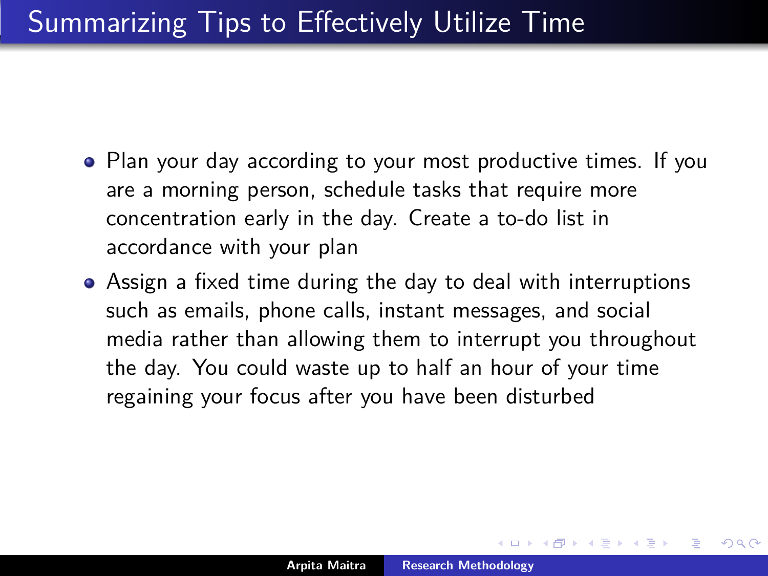# Summarizing Tips to Effectively Utilize Time

- Plan your day according to your most productive times. If you are a morning person, schedule tasks that require more concentration early in the day. Create a to-do list in accordance with your plan
- Assign a fixed time during the day to deal with interruptions such as emails, phone calls, instant messages, and social media rather than allowing them to interrupt you throughout the day. You could waste up to half an hour of your time regaining your focus after you have been disturbed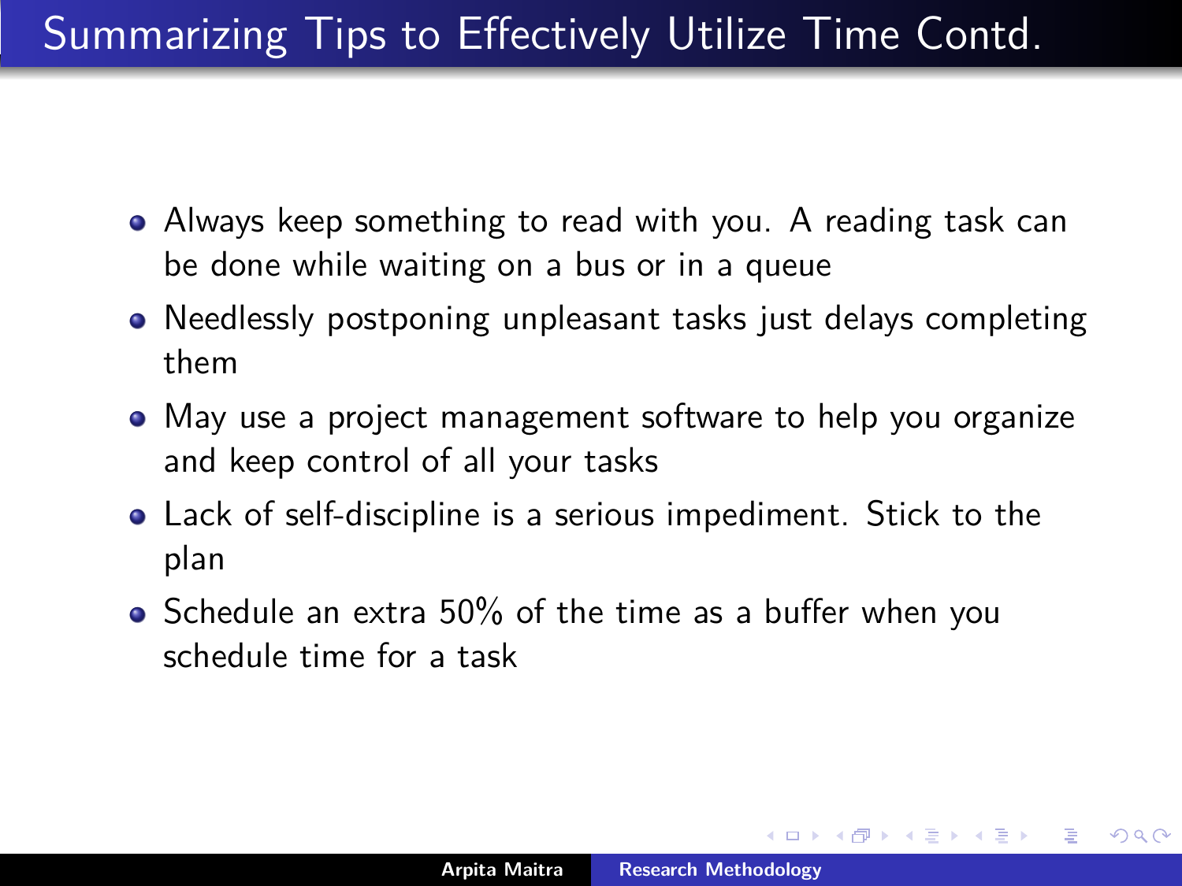# Summarizing Tips to Effectively Utilize Time Contd.

- Always keep something to read with you. A reading task can be done while waiting on a bus or in a queue
- Needlessly postponing unpleasant tasks just delays completing them
- May use a project management software to help you organize and keep control of all your tasks
- Lack of self-discipline is a serious impediment. Stick to the plan
- Schedule an extra 50% of the time as a buffer when you schedule time for a task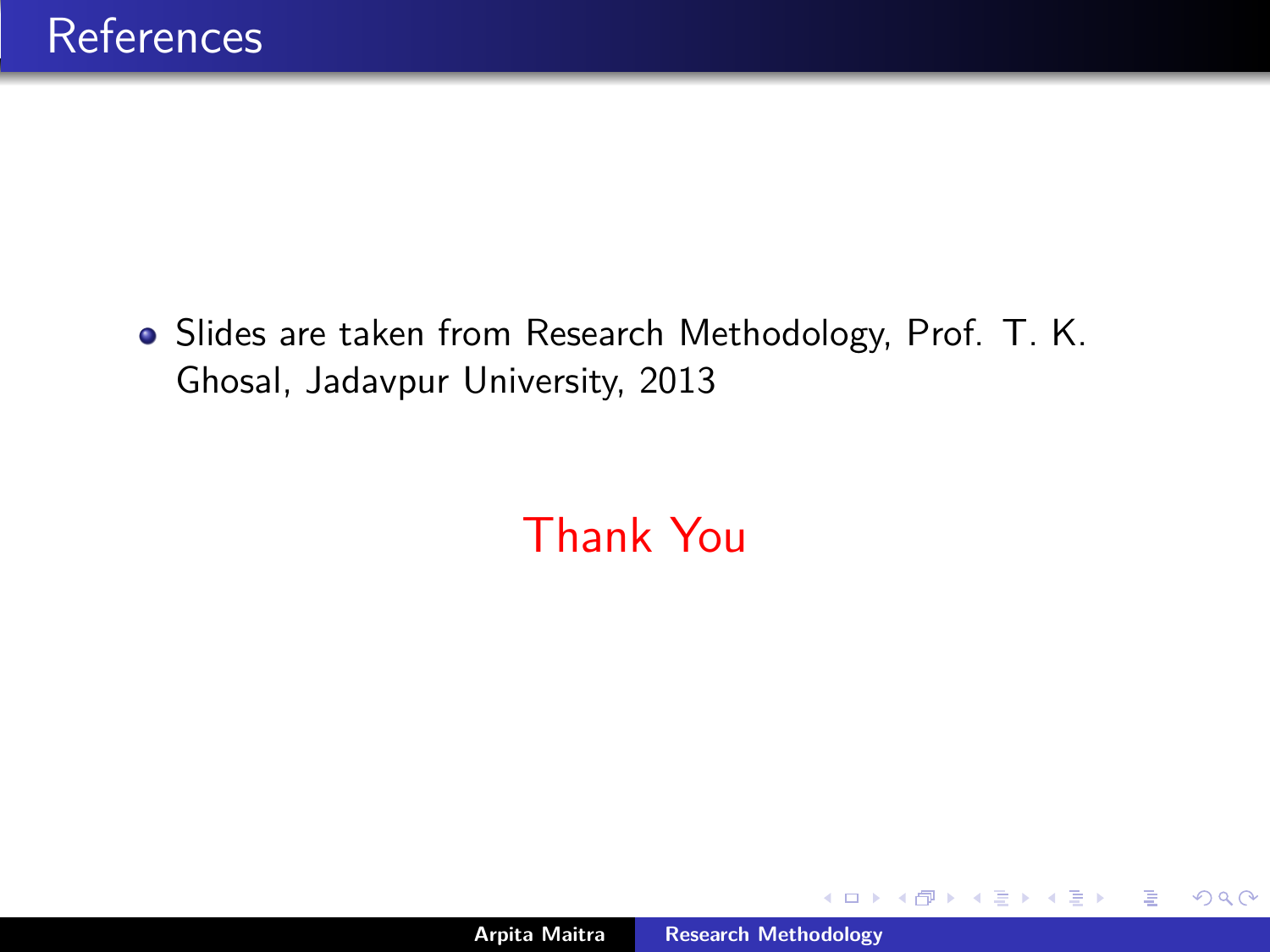# References

- Slides are taken from Research Methodology, Prof. T. K. Ghosal, Jadavpur University, 2013

Thank You